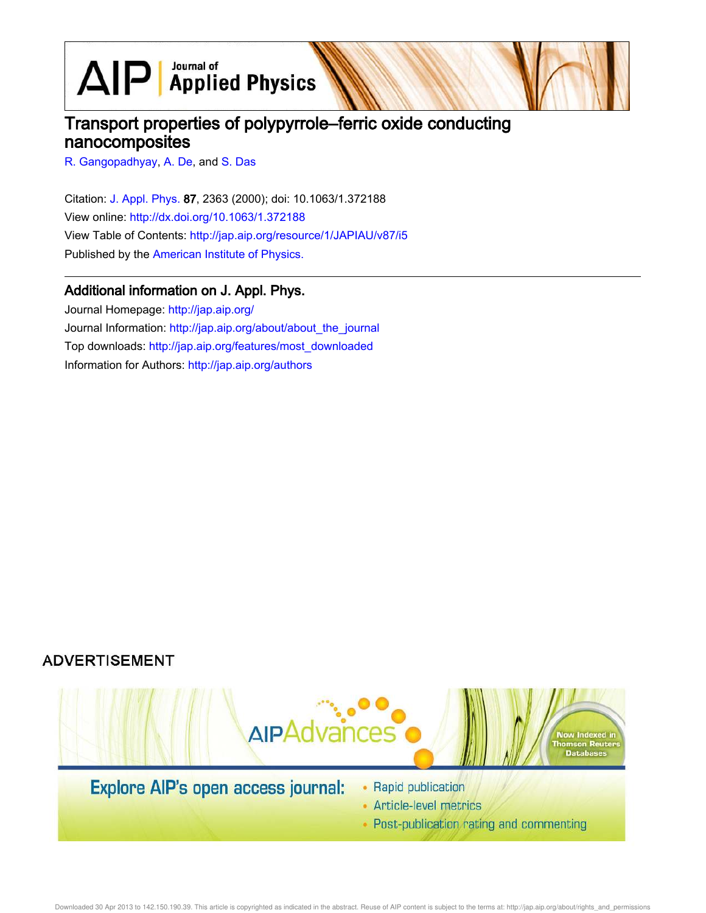# Transport properties of polypyrrole–ferric oxide conducting nanocomposites

R. Gangopadhyay, A. De, and S. Das

Citation: J. Appl. Phys. **87**, 2363 (2000); doi: 10.1063/1.372188

View online: http://dx.doi.org/10.1063/1.372188

View Table of Contents: http://jap.aip.org/resource/1/JAPIAU/v87/i5

Published by the American Institute of Physics.

## Additional information on J. Appl. Phys.

Journal Homepage: http://jap.aip.org/

Journal Information: http://jap.aip.org/about/about_the_journal

Top downloads: http://jap.aip.org/features/most_downloaded

Information for Authors: http://jap.aip.org/authors

ADVERTISEMENT

AIPAdvances

Now Indexed in Thomson Reuters Databases

Explore AIP's open access journal:

- Rapid publication
- Article-level metrics
- Post-publication rating and commenting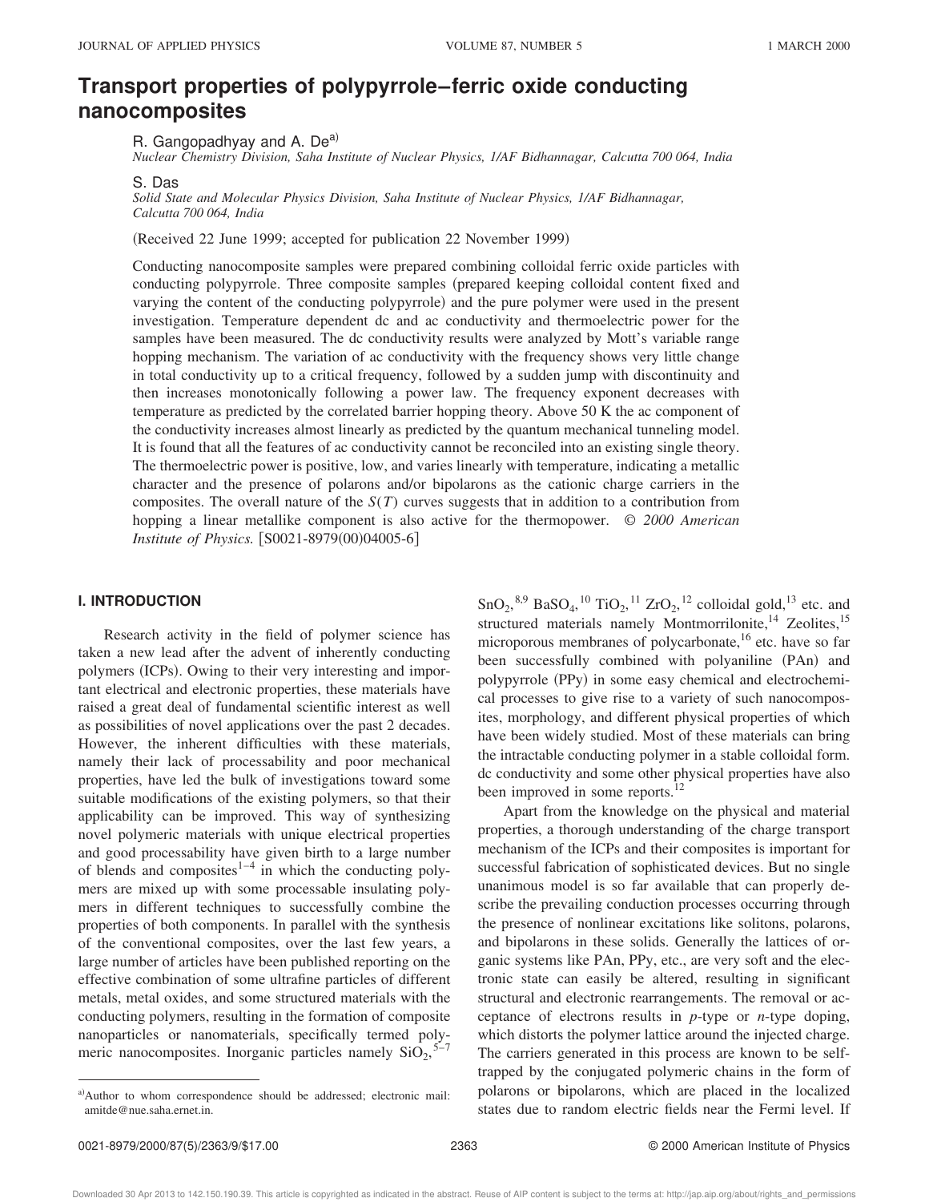# Transport properties of polypyrrole–ferric oxide conducting nanocomposites

R. Gangopadhyay and A. De[a)]

*Nuclear Chemistry Division, Saha Institute of Nuclear Physics, 1/AF Bidhannagar, Calcutta 700 064, India*

S. Das

*Solid State and Molecular Physics Division, Saha Institute of Nuclear Physics, 1/AF Bidhannagar, Calcutta 700 064, India*

(Received 22 June 1999; accepted for publication 22 November 1999)

Conducting nanocomposite samples were prepared combining colloidal ferric oxide particles with conducting polypyrrole. Three composite samples (prepared keeping colloidal content fixed and varying the content of the conducting polypyrrole) and the pure polymer were used in the present investigation. Temperature dependent dc and ac conductivity and thermoelectric power for the samples have been measured. The dc conductivity results were analyzed by Mott's variable range hopping mechanism. The variation of ac conductivity with the frequency shows very little change in total conductivity up to a critical frequency, followed by a sudden jump with discontinuity and then increases monotonically following a power law. The frequency exponent decreases with temperature as predicted by the correlated barrier hopping theory. Above 50 K the ac component of the conductivity increases almost linearly as predicted by the quantum mechanical tunneling model. It is found that all the features of ac conductivity cannot be reconciled into an existing single theory. The thermoelectric power is positive, low, and varies linearly with temperature, indicating a metallic character and the presence of polarons and/or bipolarons as the cationic charge carriers in the composites. The overall nature of the $S(T)$ curves suggests that in addition to a contribution from hopping a linear metallike component is also active for the thermopower. © *2000 American Institute of Physics.* [S0021-8979(00)04005-6]

## I. INTRODUCTION

Research activity in the field of polymer science has taken a new lead after the advent of inherently conducting polymers (ICPs). Owing to their very interesting and important electrical and electronic properties, these materials have raised a great deal of fundamental scientific interest as well as possibilities of novel applications over the past 2 decades. However, the inherent difficulties with these materials, namely their lack of processability and poor mechanical properties, have led the bulk of investigations toward some suitable modifications of the existing polymers, so that their applicability can be improved. This way of synthesizing novel polymeric materials with unique electrical properties and good processability have given birth to a large number of blends and composites[1–4] in which the conducting polymers are mixed up with some processable insulating polymers in different techniques to successfully combine the properties of both components. In parallel with the synthesis of the conventional composites, over the last few years, a large number of articles have been published reporting on the effective combination of some ultrafine particles of different metals, metal oxides, and some structured materials with the conducting polymers, resulting in the formation of composite nanoparticles or nanomaterials, specifically termed polymeric nanocomposites. Inorganic particles namely $SiO_2$,[5–7] $SnO_2$,[8,9] $BaSO_4$,[10] $TiO_2$,[11] $ZrO_2$,[12] colloidal gold,[13] etc. and structured materials namely Montmorrilonite,[14] Zeolites,[15] microporous membranes of polycarbonate,[16] etc. have so far been successfully combined with polyaniline (PAn) and polypyrrole (PPy) in some easy chemical and electrochemical processes to give rise to a variety of such nanocomposites, morphology, and different physical properties of which have been widely studied. Most of these materials can bring the intractable conducting polymer in a stable colloidal form. dc conductivity and some other physical properties have also been improved in some reports.[12]

Apart from the knowledge on the physical and material properties, a thorough understanding of the charge transport mechanism of the ICPs and their composites is important for successful fabrication of sophisticated devices. But no single unanimous model is so far available that can properly describe the prevailing conduction processes occurring through the presence of nonlinear excitations like solitons, polarons, and bipolarons in these solids. Generally the lattices of organic systems like PAn, PPy, etc., are very soft and the electronic state can easily be altered, resulting in significant structural and electronic rearrangements. The removal or acceptance of electrons results in *p*-type or *n*-type doping, which distorts the polymer lattice around the injected charge. The carriers generated in this process are known to be self-trapped by the conjugated polymeric chains in the form of polarons or bipolarons, which are placed in the localized states due to random electric fields near the Fermi level. If

[a)]Author to whom correspondence should be addressed; electronic mail: amitde@nue.saha.ernet.in.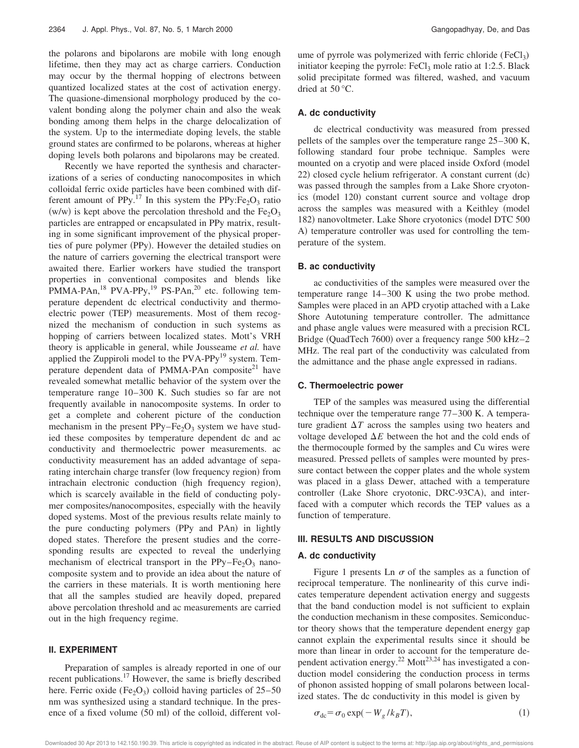the polarons and bipolarons are mobile with long enough lifetime, then they may act as charge carriers. Conduction may occur by the thermal hopping of electrons between quantized localized states at the cost of activation energy. The quasione-dimensional morphology produced by the covalent bonding along the polymer chain and also the weak bonding among them helps in the charge delocalization of the system. Up to the intermediate doping levels, the stable ground states are confirmed to be polarons, whereas at higher doping levels both polarons and bipolarons may be created.

Recently we have reported the synthesis and characterizations of a series of conducting nanocomposites in which colloidal ferric oxide particles have been combined with different amount of PPy.[17] In this system the PPy:$Fe_2O_3$ ratio (w/w) is kept above the percolation threshold and the $Fe_2O_3$ particles are entrapped or encapsulated in PPy matrix, resulting in some significant improvement of the physical properties of pure polymer (PPy). However the detailed studies on the nature of carriers governing the electrical transport were awaited there. Earlier workers have studied the transport properties in conventional composites and blends like PMMA-PAn,[18] PVA-PPy,[19] PS-PAn,[20] etc. following temperature dependent dc electrical conductivity and thermoelectric power (TEP) measurements. Most of them recognized the mechanism of conduction in such systems as hopping of carriers between localized states. Mott's VRH theory is applicable in general, while Jousseame *et al.* have applied the Zuppiroli model to the PVA-PPy[19] system. Temperature dependent data of PMMA-PAn composite[21] have revealed somewhat metallic behavior of the system over the temperature range 10–300 K. Such studies so far are not frequently available in nanocomposite systems. In order to get a complete and coherent picture of the conduction mechanism in the present PPy–$Fe_2O_3$ system we have studied these composites by temperature dependent dc and ac conductivity and thermoelectric power measurements. ac conductivity measurement has an added advantage of separating interchain charge transfer (low frequency region) from intrachain electronic conduction (high frequency region), which is scarcely available in the field of conducting polymer composites/nanocomposites, especially with the heavily doped systems. Most of the previous results relate mainly to the pure conducting polymers (PPy and PAn) in lightly doped states. Therefore the present studies and the corresponding results are expected to reveal the underlying mechanism of electrical transport in the PPy–$Fe_2O_3$ nanocomposite system and to provide an idea about the nature of the carriers in these materials. It is worth mentioning here that all the samples studied are heavily doped, prepared above percolation threshold and ac measurements are carried out in the high frequency regime.

## II. EXPERIMENT

Preparation of samples is already reported in one of our recent publications.[17] However, the same is briefly described here. Ferric oxide ($Fe_2O_3$) colloid having particles of 25–50 nm was synthesized using a standard technique. In the presence of a fixed volume (50 ml) of the colloid, different volume of pyrrole was polymerized with ferric chloride ($FeCl_3$) initiator keeping the pyrrole: $FeCl_3$ mole ratio at 1:2.5. Black solid precipitate formed was filtered, washed, and vacuum dried at 50 °C.

### A. dc conductivity

dc electrical conductivity was measured from pressed pellets of the samples over the temperature range 25–300 K, following standard four probe technique. Samples were mounted on a cryotip and were placed inside Oxford (model 22) closed cycle helium refrigerator. A constant current (dc) was passed through the samples from a Lake Shore cryotonics (model 120) constant current source and voltage drop across the samples was measured with a Keithley (model 182) nanovoltmeter. Lake Shore cryotonics (model DTC 500 A) temperature controller was used for controlling the temperature of the system.

### B. ac conductivity

ac conductivities of the samples were measured over the temperature range 14–300 K using the two probe method. Samples were placed in an APD cryotip attached with a Lake Shore Autotuning temperature controller. The admittance and phase angle values were measured with a precision RCL Bridge (QuadTech 7600) over a frequency range 500 kHz–2 MHz. The real part of the conductivity was calculated from the admittance and the phase angle expressed in radians.

### C. Thermoelectric power

TEP of the samples was measured using the differential technique over the temperature range 77–300 K. A temperature gradient $\Delta T$ across the samples using two heaters and voltage developed $\Delta E$ between the hot and the cold ends of the thermocouple formed by the samples and Cu wires were measured. Pressed pellets of samples were mounted by pressure contact between the copper plates and the whole system was placed in a glass Dewer, attached with a temperature controller (Lake Shore cryotonic, DRC-93CA), and interfaced with a computer which records the TEP values as a function of temperature.

## III. RESULTS AND DISCUSSION

### A. dc conductivity

Figure 1 presents Ln $\sigma$ of the samples as a function of reciprocal temperature. The nonlinearity of this curve indicates temperature dependent activation energy and suggests that the band conduction model is not sufficient to explain the conduction mechanism in these composites. Semiconductor theory shows that the temperature dependent energy gap cannot explain the experimental results since it should be more than linear in order to account for the temperature dependent activation energy.[22] Mott[23,24] has investigated a conduction model considering the conduction process in terms of phonon assisted hopping of small polarons between localized states. The dc conductivity in this model is given by

$$\sigma_{dc} = \sigma_0 \exp(-W_g / k_B T), \tag{1}$$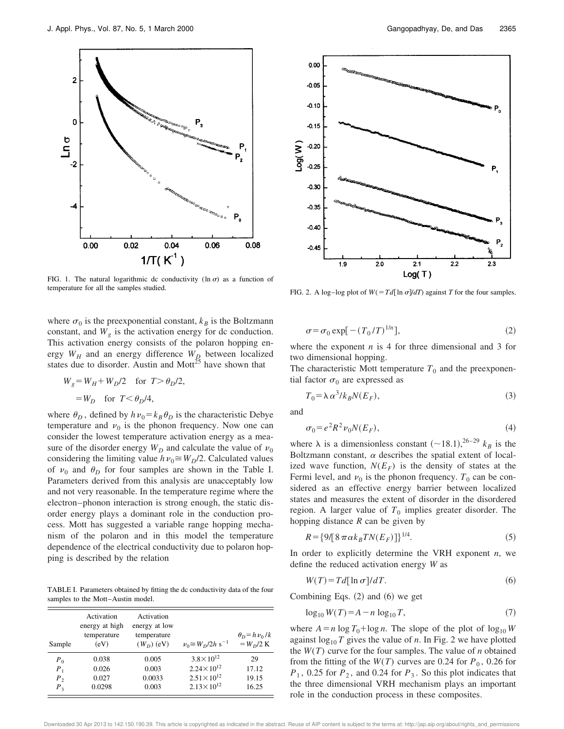FIG. 1. The natural logarithmic dc conductivity ($\ln \sigma$) as a function of temperature for all the samples studied.

FIG. 2. A log–log plot of $W(=Td[\ln \sigma]/dT)$ against $T$ for the four samples.

where $\sigma_0$ is the preexponential constant, $k_B$ is the Boltzmann constant, and $W_g$ is the activation energy for dc conduction. This activation energy consists of the polaron hopping energy $W_H$ and an energy difference $W_D$ between localized states due to disorder. Austin and Mott[25] have shown that

$$W_g = W_H + W_D/2 \quad \text{for } T > \theta_D/2,$$

$$= W_D \quad \text{for } T < \theta_D/4,$$

where $\theta_D$, defined by $h\nu_0 = k_B\theta_D$ is the characteristic Debye temperature and $\nu_0$ is the phonon frequency. Now one can consider the lowest temperature activation energy as a measure of the disorder energy $W_D$ and calculate the value of $\nu_0$ considering the limiting value $h\nu_0 \cong W_D/2$. Calculated values of $\nu_0$ and $\theta_D$ for four samples are shown in the Table I. Parameters derived from this analysis are unacceptably low and not very reasonable. In the temperature regime where the electron–phonon interaction is strong enough, the static disorder energy plays a dominant role in the conduction process. Mott has suggested a variable range hopping mechanism of the polaron and in this model the temperature dependence of the electrical conductivity due to polaron hopping is described by the relation

TABLE I. Parameters obtained by fitting the dc conductivity data of the four samples to the Mott–Austin model.

| Sample | Activation energy at high temperature (eV) | Activation energy at low temperature ($W_D$) (eV) | $\nu_0 \cong W_D/2h$ s$^{-1}$ | $\theta_D = h\nu_0/k = W_D/2$ K |
|---|---|---|---|---|
| $P_0$ | 0.038 | 0.005 | $3.8\times10^{12}$ | 29 |
| $P_1$ | 0.026 | 0.003 | $2.24\times10^{12}$ | 17.12 |
| $P_2$ | 0.027 | 0.0033 | $2.51\times10^{12}$ | 19.15 |
| $P_3$ | 0.0298 | 0.003 | $2.13\times10^{12}$ | 16.25 |

$$\sigma = \sigma_0 \exp[-(T_0/T)^{1/n}], \tag{2}$$

where the exponent $n$ is 4 for three dimensional and 3 for two dimensional hopping.

The characteristic Mott temperature $T_0$ and the preexponential factor $\sigma_0$ are expressed as

$$T_0 = \lambda\alpha^3/k_B N(E_F), \tag{3}$$

and

$$\sigma_0 = e^2R^2\nu_0 N(E_F), \tag{4}$$

where $\lambda$ is a dimensionless constant ($\sim$18.1),[26–29] $k_B$ is the Boltzmann constant, $\alpha$ describes the spatial extent of localized wave function, $N(E_F)$ is the density of states at the Fermi level, and $\nu_0$ is the phonon frequency. $T_0$ can be considered as an effective energy barrier between localized states and measures the extent of disorder in the disordered region. A larger value of $T_0$ implies greater disorder. The hopping distance $R$ can be given by

$$R = \{9/[8\pi\alpha k_B T N(E_F)]\}^{1/4}. \tag{5}$$

In order to explicitly determine the VRH exponent $n$, we define the reduced activation energy $W$ as

$$W(T) = Td[\ln \sigma]/dT. \tag{6}$$

Combining Eqs. (2) and (6) we get

$$\log_{10} W(T) = A - n \log_{10} T, \tag{7}$$

where $A = n \log T_0 + \log n$. The slope of the plot of $\log_{10} W$ against $\log_{10} T$ gives the value of $n$. In Fig. 2 we have plotted the $W(T)$ curve for the four samples. The value of $n$ obtained from the fitting of the $W(T)$ curves are 0.24 for $P_0$, 0.26 for $P_1$, 0.25 for $P_2$, and 0.24 for $P_3$. So this plot indicates that the three dimensional VRH mechanism plays an important role in the conduction process in these composites.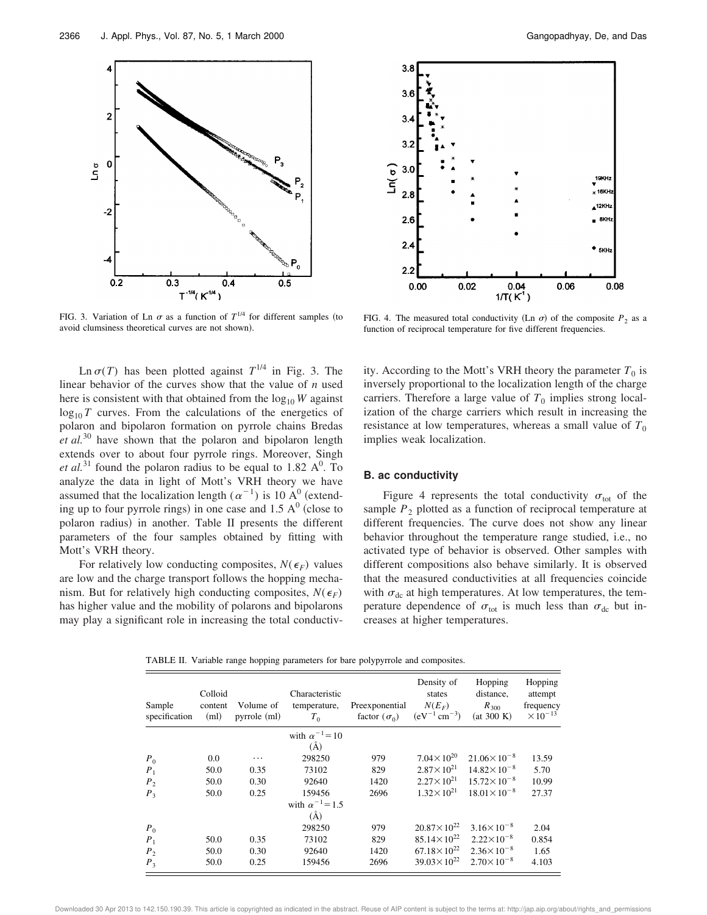FIG. 3. Variation of Ln $\sigma$ as a function of $T^{1/4}$ for different samples (to avoid clumsiness theoretical curves are not shown).

FIG. 4. The measured total conductivity (Ln $\sigma$) of the composite $P_2$ as a function of reciprocal temperature for five different frequencies.

$\text{Ln}\,\sigma(T)$ has been plotted against $T^{1/4}$ in Fig. 3. The linear behavior of the curves show that the value of $n$ used here is consistent with that obtained from the $\log_{10} W$ against $\log_{10} T$ curves. From the calculations of the energetics of polaron and bipolaron formation on pyrrole chains Bredas *et al.*[30] have shown that the polaron and bipolaron length extends over to about four pyrrole rings. Moreover, Singh *et al.*[31] found the polaron radius to be equal to 1.82 $A^0$. To analyze the data in light of Mott's VRH theory we have assumed that the localization length ($\alpha^{-1}$) is 10 $A^0$ (extending up to four pyrrole rings) in one case and 1.5 $A^0$ (close to polaron radius) in another. Table II presents the different parameters of the four samples obtained by fitting with Mott's VRH theory.

For relatively low conducting composites, $N(\epsilon_F)$ values are low and the charge transport follows the hopping mechanism. But for relatively high conducting composites, $N(\epsilon_F)$ has higher value and the mobility of polarons and bipolarons may play a significant role in increasing the total conductivity. According to the Mott's VRH theory the parameter $T_0$ is inversely proportional to the localization length of the charge carriers. Therefore a large value of $T_0$ implies strong localization of the charge carriers which result in increasing the resistance at low temperatures, whereas a small value of $T_0$ implies weak localization.

### B. ac conductivity

Figure 4 represents the total conductivity $\sigma_{\text{tot}}$ of the sample $P_2$ plotted as a function of reciprocal temperature at different frequencies. The curve does not show any linear behavior throughout the temperature range studied, i.e., no activated type of behavior is observed. Other samples with different compositions also behave similarly. It is observed that the measured conductivities at all frequencies coincide with $\sigma_{\text{dc}}$ at high temperatures. At low temperatures, the temperature dependence of $\sigma_{\text{tot}}$ is much less than $\sigma_{\text{dc}}$ but increases at higher temperatures.

TABLE II. Variable range hopping parameters for bare polypyrrole and composites.

| Sample specification | Colloid content (ml) | Volume of pyrrole (ml) | Characteristic temperature, $T_0$ | Preexponential factor ($\sigma_0$) | Density of states $N(E_F)$ ($\text{eV}^{-1}\,\text{cm}^{-3}$) | Hopping distance, $R_{300}$ (at 300 K) | Hopping attempt frequency $\times 10^{-13}$ |
|---|---|---|---|---|---|---|---|
| | | | with $\alpha^{-1}=10$ (Å) | | | | |
| $P_0$ | 0.0 | ⋯ | 298250 | 979 | $7.04\times 10^{20}$ | $21.06\times 10^{-8}$ | 13.59 |
| $P_1$ | 50.0 | 0.35 | 73102 | 829 | $2.87\times 10^{21}$ | $14.82\times 10^{-8}$ | 5.70 |
| $P_2$ | 50.0 | 0.30 | 92640 | 1420 | $2.27\times 10^{21}$ | $15.72\times 10^{-8}$ | 10.99 |
| $P_3$ | 50.0 | 0.25 | 159456 | 2696 | $1.32\times 10^{21}$ | $18.01\times 10^{-8}$ | 27.37 |
| | | | with $\alpha^{-1}=1.5$ (Å) | | | | |
| $P_0$ | | | 298250 | 979 | $20.87\times 10^{22}$ | $3.16\times 10^{-8}$ | 2.04 |
| $P_1$ | 50.0 | 0.35 | 73102 | 829 | $85.14\times 10^{22}$ | $2.22\times 10^{-8}$ | 0.854 |
| $P_2$ | 50.0 | 0.30 | 92640 | 1420 | $67.18\times 10^{22}$ | $2.36\times 10^{-8}$ | 1.65 |
| $P_3$ | 50.0 | 0.25 | 159456 | 2696 | $39.03\times 10^{22}$ | $2.70\times 10^{-8}$ | 4.103 |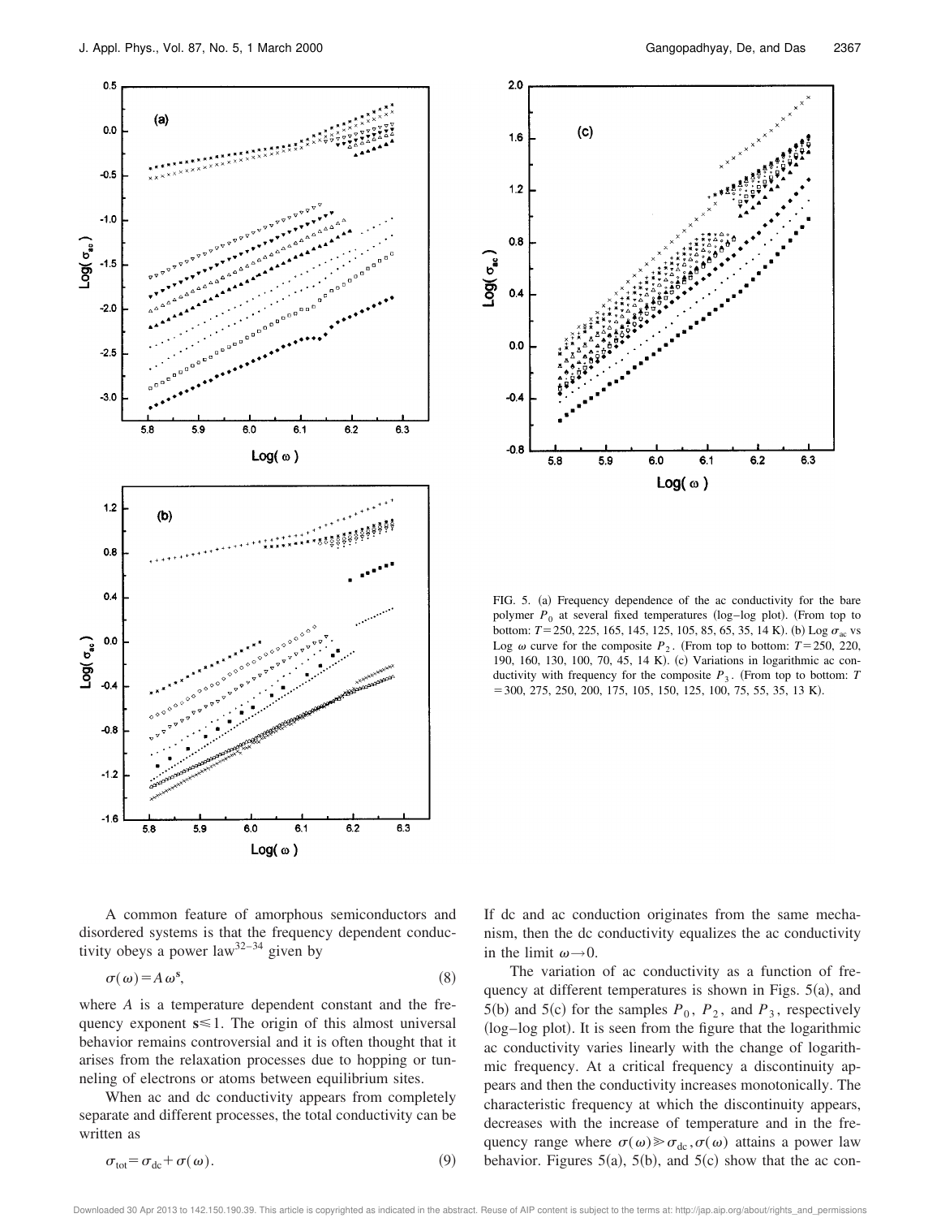FIG. 5. (a) Frequency dependence of the ac conductivity for the bare polymer $P_0$ at several fixed temperatures (log–log plot). (From top to bottom: $T=250$, 225, 165, 145, 125, 105, 85, 65, 35, 14 K). (b) Log $\sigma_{ac}$ vs Log $\omega$ curve for the composite $P_2$. (From top to bottom: $T=250$, 220, 190, 160, 130, 100, 70, 45, 14 K). (c) Variations in logarithmic ac conductivity with frequency for the composite $P_3$. (From top to bottom: $T=300$, 275, 250, 200, 175, 105, 150, 125, 100, 75, 55, 35, 13 K).

A common feature of amorphous semiconductors and disordered systems is that the frequency dependent conductivity obeys a power law[32–34] given by

$$\sigma(\omega)=A\omega^{s}, \tag{8}$$

where $A$ is a temperature dependent constant and the frequency exponent $s\leq 1$. The origin of this almost universal behavior remains controversial and it is often thought that it arises from the relaxation processes due to hopping or tunneling of electrons or atoms between equilibrium sites.

When ac and dc conductivity appears from completely separate and different processes, the total conductivity can be written as

$$\sigma_{tot}=\sigma_{dc}+\sigma(\omega). \tag{9}$$

If dc and ac conduction originates from the same mechanism, then the dc conductivity equalizes the ac conductivity in the limit $\omega\rightarrow 0$.

The variation of ac conductivity as a function of frequency at different temperatures is shown in Figs. 5(a), and 5(b) and 5(c) for the samples $P_0$, $P_2$, and $P_3$, respectively (log–log plot). It is seen from the figure that the logarithmic ac conductivity varies linearly with the change of logarithmic frequency. At a critical frequency a discontinuity appears and then the conductivity increases monotonically. The characteristic frequency at which the discontinuity appears, decreases with the increase of temperature and in the frequency range where $\sigma(\omega)\gg\sigma_{dc}$, $\sigma(\omega)$ attains a power law behavior. Figures 5(a), 5(b), and 5(c) show that the ac con-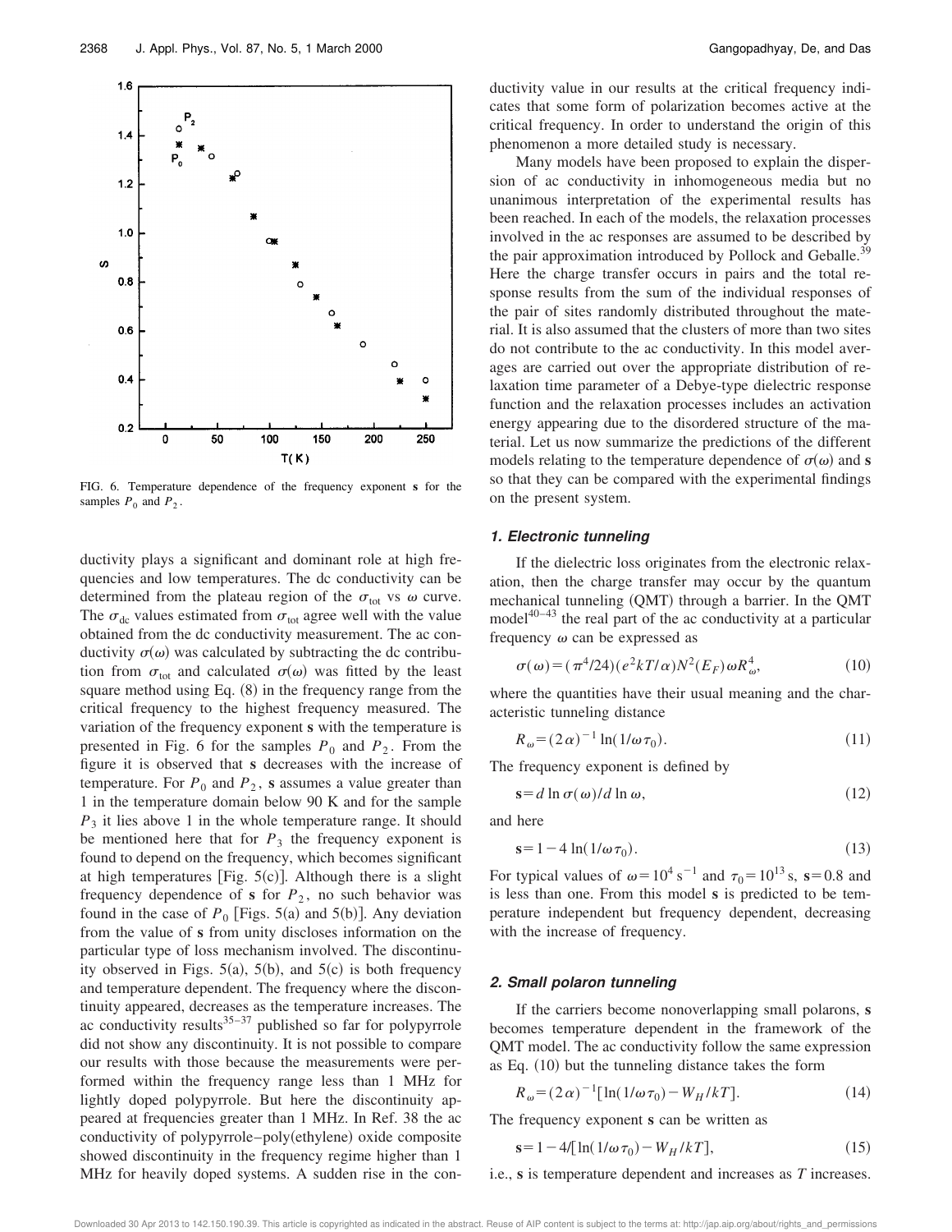FIG. 6. Temperature dependence of the frequency exponent **s** for the samples $P_0$ and $P_2$.

ductivity plays a significant and dominant role at high frequencies and low temperatures. The dc conductivity can be determined from the plateau region of the $\sigma_{tot}$ vs $\omega$ curve. The $\sigma_{dc}$ values estimated from $\sigma_{tot}$ agree well with the value obtained from the dc conductivity measurement. The ac conductivity $\sigma(\omega)$ was calculated by subtracting the dc contribution from $\sigma_{tot}$ and calculated $\sigma(\omega)$ was fitted by the least square method using Eq. (8) in the frequency range from the critical frequency to the highest frequency measured. The variation of the frequency exponent **s** with the temperature is presented in Fig. 6 for the samples $P_0$ and $P_2$. From the figure it is observed that **s** decreases with the increase of temperature. For $P_0$ and $P_2$, **s** assumes a value greater than 1 in the temperature domain below 90 K and for the sample $P_3$ it lies above 1 in the whole temperature range. It should be mentioned here that for $P_3$ the frequency exponent is found to depend on the frequency, which becomes significant at high temperatures [Fig. 5(c)]. Although there is a slight frequency dependence of **s** for $P_2$, no such behavior was found in the case of $P_0$ [Figs. 5(a) and 5(b)]. Any deviation from the value of **s** from unity discloses information on the particular type of loss mechanism involved. The discontinuity observed in Figs. 5(a), 5(b), and 5(c) is both frequency and temperature dependent. The frequency where the discontinuity appeared, decreases as the temperature increases. The ac conductivity results[35–37] published so far for polypyrrole did not show any discontinuity. It is not possible to compare our results with those because the measurements were performed within the frequency range less than 1 MHz for lightly doped polypyrrole. But here the discontinuity appeared at frequencies greater than 1 MHz. In Ref. 38 the ac conductivity of polypyrrole–poly(ethylene) oxide composite showed discontinuity in the frequency regime higher than 1 MHz for heavily doped systems. A sudden rise in the conductivity value in our results at the critical frequency indicates that some form of polarization becomes active at the critical frequency. In order to understand the origin of this phenomenon a more detailed study is necessary.

Many models have been proposed to explain the dispersion of ac conductivity in inhomogeneous media but no unanimous interpretation of the experimental results has been reached. In each of the models, the relaxation processes involved in the ac responses are assumed to be described by the pair approximation introduced by Pollock and Geballe.[39] Here the charge transfer occurs in pairs and the total response results from the sum of the individual responses of the pair of sites randomly distributed throughout the material. It is also assumed that the clusters of more than two sites do not contribute to the ac conductivity. In this model averages are carried out over the appropriate distribution of relaxation time parameter of a Debye-type dielectric response function and the relaxation processes includes an activation energy appearing due to the disordered structure of the material. Let us now summarize the predictions of the different models relating to the temperature dependence of $\sigma(\omega)$ and **s** so that they can be compared with the experimental findings on the present system.

### *1. Electronic tunneling*

If the dielectric loss originates from the electronic relaxation, then the charge transfer may occur by the quantum mechanical tunneling (QMT) through a barrier. In the QMT model[40–43] the real part of the ac conductivity at a particular frequency $\omega$ can be expressed as

$$\sigma(\omega)=(\pi^4/24)(e^2kT/\alpha)N^2(E_F)\omega R_\omega^4, \tag{10}$$

where the quantities have their usual meaning and the characteristic tunneling distance

$$R_\omega=(2\alpha)^{-1}\ln(1/\omega\tau_0). \tag{11}$$

The frequency exponent is defined by

$$\mathbf{s}=d\ln\sigma(\omega)/d\ln\omega, \tag{12}$$

and here

$$\mathbf{s}=1-4\ln(1/\omega\tau_0). \tag{13}$$

For typical values of $\omega=10^4\ \mathrm{s}^{-1}$ and $\tau_0=10^{13}$ s, $\mathbf{s}=0.8$ and is less than one. From this model **s** is predicted to be temperature independent but frequency dependent, decreasing with the increase of frequency.

### *2. Small polaron tunneling*

If the carriers become nonoverlapping small polarons, **s** becomes temperature dependent in the framework of the QMT model. The ac conductivity follow the same expression as Eq. (10) but the tunneling distance takes the form

$$R_\omega=(2\alpha)^{-1}[\ln(1/\omega\tau_0)-W_H/kT]. \tag{14}$$

The frequency exponent **s** can be written as

$$\mathbf{s}=1-4/[\ln(1/\omega\tau_0)-W_H/kT], \tag{15}$$

i.e., **s** is temperature dependent and increases as $T$ increases.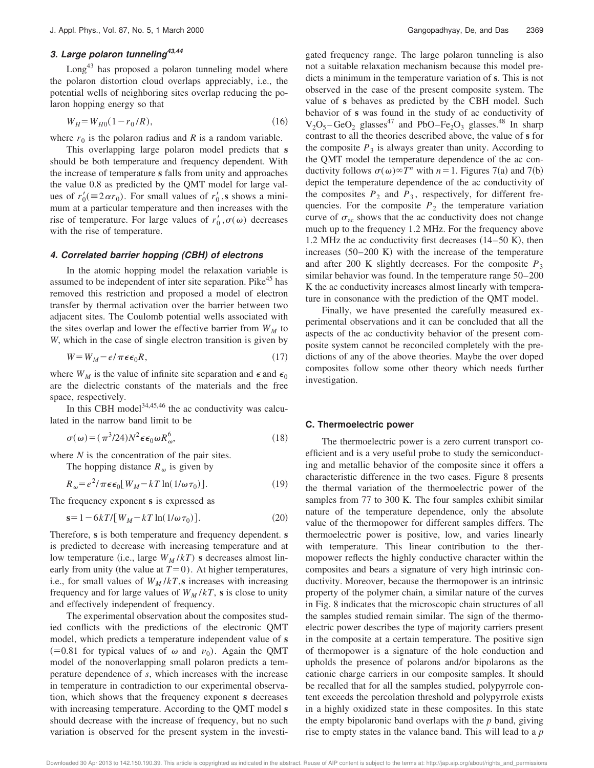### 3. Large polaron tunneling[43,44]

Long[43] has proposed a polaron tunneling model where the polaron distortion cloud overlaps appreciably, i.e., the potential wells of neighboring sites overlap reducing the polaron hopping energy so that

$$W_H = W_{H0}(1 - r_0/R), \tag{16}$$

where $r_0$ is the polaron radius and $R$ is a random variable.

This overlapping large polaron model predicts that **s** should be both temperature and frequency dependent. With the increase of temperature **s** falls from unity and approaches the value 0.8 as predicted by the QMT model for large values of $r_0'(\equiv 2\alpha r_0)$. For small values of $r_0'$, **s** shows a minimum at a particular temperature and then increases with the rise of temperature. For large values of $r_0'$, $\sigma(\omega)$ decreases with the rise of temperature.

### 4. Correlated barrier hopping (CBH) of electrons

In the atomic hopping model the relaxation variable is assumed to be independent of inter site separation. Pike[45] has removed this restriction and proposed a model of electron transfer by thermal activation over the barrier between two adjacent sites. The Coulomb potential wells associated with the sites overlap and lower the effective barrier from $W_M$ to $W$, which in the case of single electron transition is given by

$$W = W_M - e/\pi\epsilon\epsilon_0 R, \tag{17}$$

where $W_M$ is the value of infinite site separation and $\epsilon$ and $\epsilon_0$ are the dielectric constants of the materials and the free space, respectively.

In this CBH model[34,45,46] the ac conductivity was calculated in the narrow band limit to be

$$\sigma(\omega) = (\pi^3/24)N^2\epsilon\epsilon_0\omega R_\omega^6, \tag{18}$$

where $N$ is the concentration of the pair sites.

The hopping distance $R_\omega$ is given by

$$R_\omega = e^2/\pi\epsilon\epsilon_0[W_M - kT\ln(1/\omega\tau_0)]. \tag{19}$$

The frequency exponent **s** is expressed as

$$\mathbf{s} = 1 - 6kT/[W_M - kT\ln(1/\omega\tau_0)]. \tag{20}$$

Therefore, **s** is both temperature and frequency dependent. **s** is predicted to decrease with increasing temperature and at low temperature (i.e., large $W_M/kT$) **s** decreases almost linearly from unity (the value at $T=0$). At higher temperatures, i.e., for small values of $W_M/kT$, **s** increases with increasing frequency and for large values of $W_M/kT$, **s** is close to unity and effectively independent of frequency.

The experimental observation about the composites studied conflicts with the predictions of the electronic QMT model, which predicts a temperature independent value of **s** ($=0.81$ for typical values of $\omega$ and $\nu_0$). Again the QMT model of the nonoverlapping small polaron predicts a temperature dependence of $s$, which increases with the increase in temperature in contradiction to our experimental observation, which shows that the frequency exponent **s** decreases with increasing temperature. According to the QMT model **s** should decrease with the increase of frequency, but no such variation is observed for the present system in the investigated frequency range. The large polaron tunneling is also not a suitable relaxation mechanism because this model predicts a minimum in the temperature variation of **s**. This is not observed in the case of the present composite system. The value of **s** behaves as predicted by the CBH model. Such behavior of **s** was found in the study of ac conductivity of $V_2O_5$–$GeO_2$ glasses[47] and PbO–$Fe_2O_3$ glasses.[48] In sharp contrast to all the theories described above, the value of **s** for the composite $P_3$ is always greater than unity. According to the QMT model the temperature dependence of the ac conductivity follows $\sigma(\omega)\propto T^n$ with $n=1$. Figures 7(a) and 7(b) depict the temperature dependence of the ac conductivity of the composites $P_2$ and $P_3$, respectively, for different frequencies. For the composite $P_2$ the temperature variation curve of $\sigma_{ac}$ shows that the ac conductivity does not change much up to the frequency 1.2 MHz. For the frequency above 1.2 MHz the ac conductivity first decreases (14–50 K), then increases (50–200 K) with the increase of the temperature and after 200 K slightly decreases. For the composite $P_3$ similar behavior was found. In the temperature range 50–200 K the ac conductivity increases almost linearly with temperature in consonance with the prediction of the QMT model.

Finally, we have presented the carefully measured experimental observations and it can be concluded that all the aspects of the ac conductivity behavior of the present composite system cannot be reconciled completely with the predictions of any of the above theories. Maybe the over doped composites follow some other theory which needs further investigation.

## C. Thermoelectric power

The thermoelectric power is a zero current transport coefficient and is a very useful probe to study the semiconducting and metallic behavior of the composite since it offers a characteristic difference in the two cases. Figure 8 presents the thermal variation of the thermoelectric power of the samples from 77 to 300 K. The four samples exhibit similar nature of the temperature dependence, only the absolute value of the thermopower for different samples differs. The thermoelectric power is positive, low, and varies linearly with temperature. This linear contribution to the thermopower reflects the highly conductive character within the composites and bears a signature of very high intrinsic conductivity. Moreover, because the thermopower is an intrinsic property of the polymer chain, a similar nature of the curves in Fig. 8 indicates that the microscopic chain structures of all the samples studied remain similar. The sign of the thermoelectric power describes the type of majority carriers present in the composite at a certain temperature. The positive sign of thermopower is a signature of the hole conduction and upholds the presence of polarons and/or bipolarons as the cationic charge carriers in our composite samples. It should be recalled that for all the samples studied, polypyrrole content exceeds the percolation threshold and polypyrrole exists in a highly oxidized state in these composites. In this state the empty bipolaronic band overlaps with the $p$ band, giving rise to empty states in the valance band. This will lead to a $p$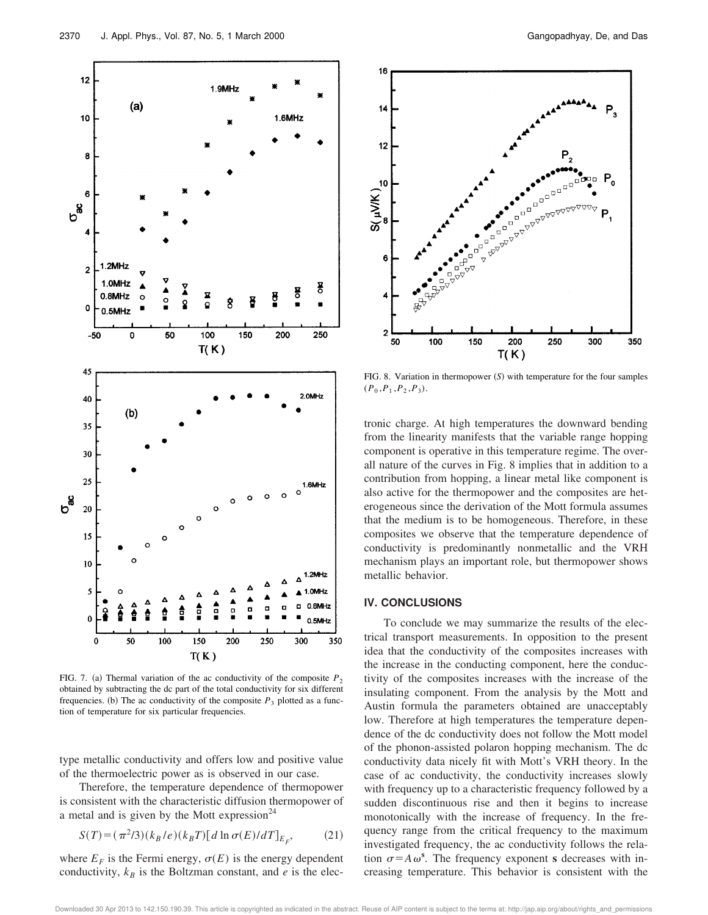FIG. 7. (a) Thermal variation of the ac conductivity of the composite $P_2$ obtained by subtracting the dc part of the total conductivity for six different frequencies. (b) The ac conductivity of the composite $P_3$ plotted as a function of temperature for six particular frequencies.

type metallic conductivity and offers low and positive value of the thermoelectric power as is observed in our case.

Therefore, the temperature dependence of thermopower is consistent with the characteristic diffusion thermopower of a metal and is given by the Mott expression[24]

$$S(T)=(\pi^2/3)(k_B/e)(k_BT)[d\ln\sigma(E)/dT]_{E_F}, \tag{21}$$

where $E_F$ is the Fermi energy, $\sigma(E)$ is the energy dependent conductivity, $k_B$ is the Boltzman constant, and $e$ is the electronic charge. At high temperatures the downward bending from the linearity manifests that the variable range hopping component is operative in this temperature regime. The overall nature of the curves in Fig. 8 implies that in addition to a contribution from hopping, a linear metal like component is also active for the thermopower and the composites are heterogeneous since the derivation of the Mott formula assumes that the medium is to be homogeneous. Therefore, in these composites we observe that the temperature dependence of conductivity is predominantly nonmetallic and the VRH mechanism plays an important role, but thermopower shows metallic behavior.

FIG. 8. Variation in thermopower ($S$) with temperature for the four samples ($P_0, P_1, P_2, P_3$).

## IV. CONCLUSIONS

To conclude we may summarize the results of the electrical transport measurements. In opposition to the present idea that the conductivity of the composites increases with the increase in the conducting component, here the conductivity of the composites increases with the increase of the insulating component. From the analysis by the Mott and Austin formula the parameters obtained are unacceptably low. Therefore at high temperatures the temperature dependence of the dc conductivity does not follow the Mott model of the phonon-assisted polaron hopping mechanism. The dc conductivity data nicely fit with Mott's VRH theory. In the case of ac conductivity, the conductivity increases slowly with frequency up to a characteristic frequency followed by a sudden discontinuous rise and then it begins to increase monotonically with the increase of frequency. In the frequency range from the critical frequency to the maximum investigated frequency, the ac conductivity follows the relation $\sigma=A\omega^{\mathbf{s}}$. The frequency exponent $\mathbf{s}$ decreases with increasing temperature. This behavior is consistent with the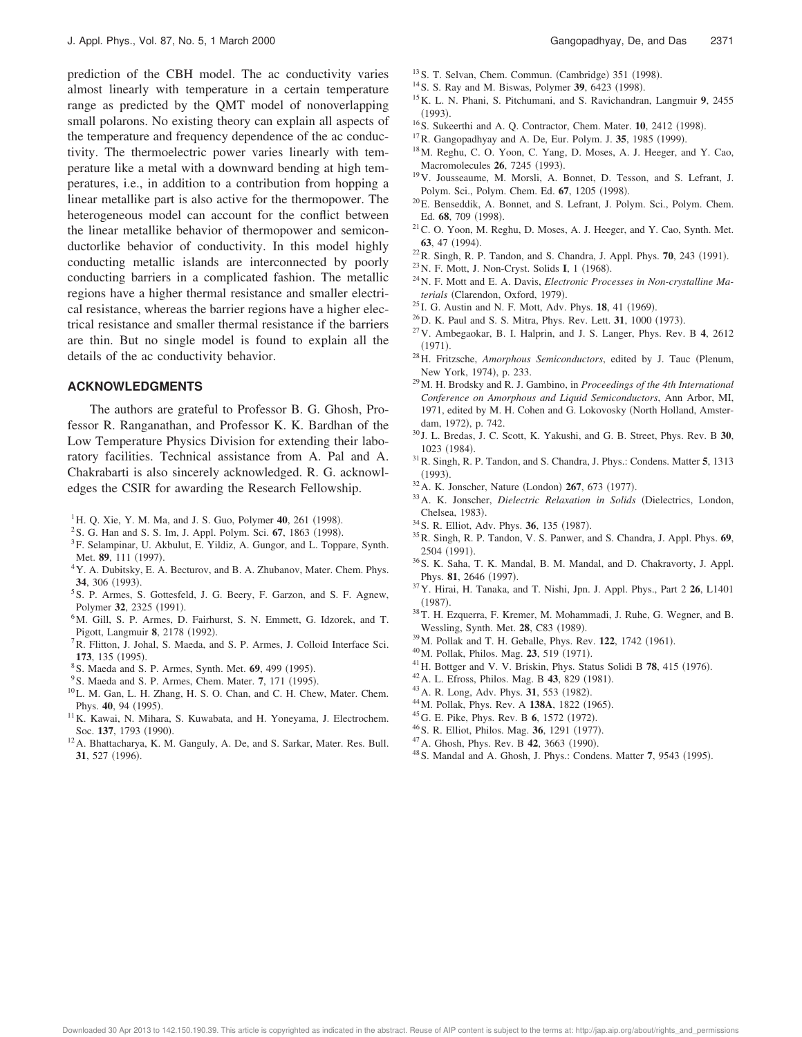prediction of the CBH model. The ac conductivity varies almost linearly with temperature in a certain temperature range as predicted by the QMT model of nonoverlapping small polarons. No existing theory can explain all aspects of the temperature and frequency dependence of the ac conductivity. The thermoelectric power varies linearly with temperature like a metal with a downward bending at high temperatures, i.e., in addition to a contribution from hopping a linear metallike part is also active for the thermopower. The heterogeneous model can account for the conflict between the linear metallike behavior of thermopower and semiconductorlike behavior of conductivity. In this model highly conducting metallic islands are interconnected by poorly conducting barriers in a complicated fashion. The metallic regions have a higher thermal resistance and smaller electrical resistance, whereas the barrier regions have a higher electrical resistance and smaller thermal resistance if the barriers are thin. But no single model is found to explain all the details of the ac conductivity behavior.

## ACKNOWLEDGMENTS

The authors are grateful to Professor B. G. Ghosh, Professor R. Ranganathan, and Professor K. K. Bardhan of the Low Temperature Physics Division for extending their laboratory facilities. Technical assistance from A. Pal and A. Chakrabarti is also sincerely acknowledged. R. G. acknowledges the CSIR for awarding the Research Fellowship.

[1] H. Q. Xie, Y. M. Ma, and J. S. Guo, Polymer **40**, 261 (1998).
[2] S. G. Han and S. S. Im, J. Appl. Polym. Sci. **67**, 1863 (1998).
[3] F. Selampinar, U. Akbulut, E. Yildiz, A. Gungor, and L. Toppare, Synth. Met. **89**, 111 (1997).
[4] Y. A. Dubitsky, E. A. Becturov, and B. A. Zhubanov, Mater. Chem. Phys. **34**, 306 (1993).
[5] S. P. Armes, S. Gottesfeld, J. G. Beery, F. Garzon, and S. F. Agnew, Polymer **32**, 2325 (1991).
[6] M. Gill, S. P. Armes, D. Fairhurst, S. N. Emmett, G. Idzorek, and T. Pigott, Langmuir **8**, 2178 (1992).
[7] R. Flitton, J. Johal, S. Maeda, and S. P. Armes, J. Colloid Interface Sci. **173**, 135 (1995).
[8] S. Maeda and S. P. Armes, Synth. Met. **69**, 499 (1995).
[9] S. Maeda and S. P. Armes, Chem. Mater. **7**, 171 (1995).
[10] L. M. Gan, L. H. Zhang, H. S. O. Chan, and C. H. Chew, Mater. Chem. Phys. **40**, 94 (1995).
[11] K. Kawai, N. Mihara, S. Kuwabata, and H. Yoneyama, J. Electrochem. Soc. **137**, 1793 (1990).
[12] A. Bhattacharya, K. M. Ganguly, A. De, and S. Sarkar, Mater. Res. Bull. **31**, 527 (1996).
[13] S. T. Selvan, Chem. Commun. (Cambridge) 351 (1998).
[14] S. S. Ray and M. Biswas, Polymer **39**, 6423 (1998).
[15] K. L. N. Phani, S. Pitchumani, and S. Ravichandran, Langmuir **9**, 2455 (1993).
[16] S. Sukeerthi and A. Q. Contractor, Chem. Mater. **10**, 2412 (1998).
[17] R. Gangopadhyay and A. De, Eur. Polym. J. **35**, 1985 (1999).
[18] M. Reghu, C. O. Yoon, C. Yang, D. Moses, A. J. Heeger, and Y. Cao, Macromolecules **26**, 7245 (1993).
[19] V. Jousseaume, M. Morsli, A. Bonnet, D. Tesson, and S. Lefrant, J. Polym. Sci., Polym. Chem. Ed. **67**, 1205 (1998).
[20] E. Benseddik, A. Bonnet, and S. Lefrant, J. Polym. Sci., Polym. Chem. Ed. **68**, 709 (1998).
[21] C. O. Yoon, M. Reghu, D. Moses, A. J. Heeger, and Y. Cao, Synth. Met. **63**, 47 (1994).
[22] R. Singh, R. P. Tandon, and S. Chandra, J. Appl. Phys. **70**, 243 (1991).
[23] N. F. Mott, J. Non-Cryst. Solids **I**, 1 (1968).
[24] N. F. Mott and E. A. Davis, *Electronic Processes in Non-crystalline Materials* (Clarendon, Oxford, 1979).
[25] I. G. Austin and N. F. Mott, Adv. Phys. **18**, 41 (1969).
[26] D. K. Paul and S. S. Mitra, Phys. Rev. Lett. **31**, 1000 (1973).
[27] V. Ambegaokar, B. I. Halprin, and J. S. Langer, Phys. Rev. B **4**, 2612 (1971).
[28] H. Fritzsche, *Amorphous Semiconductors*, edited by J. Tauc (Plenum, New York, 1974), p. 233.
[29] M. H. Brodsky and R. J. Gambino, in *Proceedings of the 4th International Conference on Amorphous and Liquid Semiconductors*, Ann Arbor, MI, 1971, edited by M. H. Cohen and G. Lokovosky (North Holland, Amsterdam, 1972), p. 742.
[30] J. L. Bredas, J. C. Scott, K. Yakushi, and G. B. Street, Phys. Rev. B **30**, 1023 (1984).
[31] R. Singh, R. P. Tandon, and S. Chandra, J. Phys.: Condens. Matter **5**, 1313 (1993).
[32] A. K. Jonscher, Nature (London) **267**, 673 (1977).
[33] A. K. Jonscher, *Dielectric Relaxation in Solids* (Dielectrics, London, Chelsea, 1983).
[34] S. R. Elliot, Adv. Phys. **36**, 135 (1987).
[35] R. Singh, R. P. Tandon, V. S. Panwer, and S. Chandra, J. Appl. Phys. **69**, 2504 (1991).
[36] S. K. Saha, T. K. Mandal, B. M. Mandal, and D. Chakravorty, J. Appl. Phys. **81**, 2646 (1997).
[37] Y. Hirai, H. Tanaka, and T. Nishi, Jpn. J. Appl. Phys., Part 2 **26**, L1401 (1987).
[38] T. H. Ezquerra, F. Kremer, M. Mohammadi, J. Ruhe, G. Wegner, and B. Wessling, Synth. Met. **28**, C83 (1989).
[39] M. Pollak and T. H. Geballe, Phys. Rev. **122**, 1742 (1961).
[40] M. Pollak, Philos. Mag. **23**, 519 (1971).
[41] H. Bottger and V. V. Briskin, Phys. Status Solidi B **78**, 415 (1976).
[42] A. L. Efross, Philos. Mag. B **43**, 829 (1981).
[43] A. R. Long, Adv. Phys. **31**, 553 (1982).
[44] M. Pollak, Phys. Rev. A **138A**, 1822 (1965).
[45] G. E. Pike, Phys. Rev. B **6**, 1572 (1972).
[46] S. R. Elliot, Philos. Mag. **36**, 1291 (1977).
[47] A. Ghosh, Phys. Rev. B **42**, 3663 (1990).
[48] S. Mandal and A. Ghosh, J. Phys.: Condens. Matter **7**, 9543 (1995).